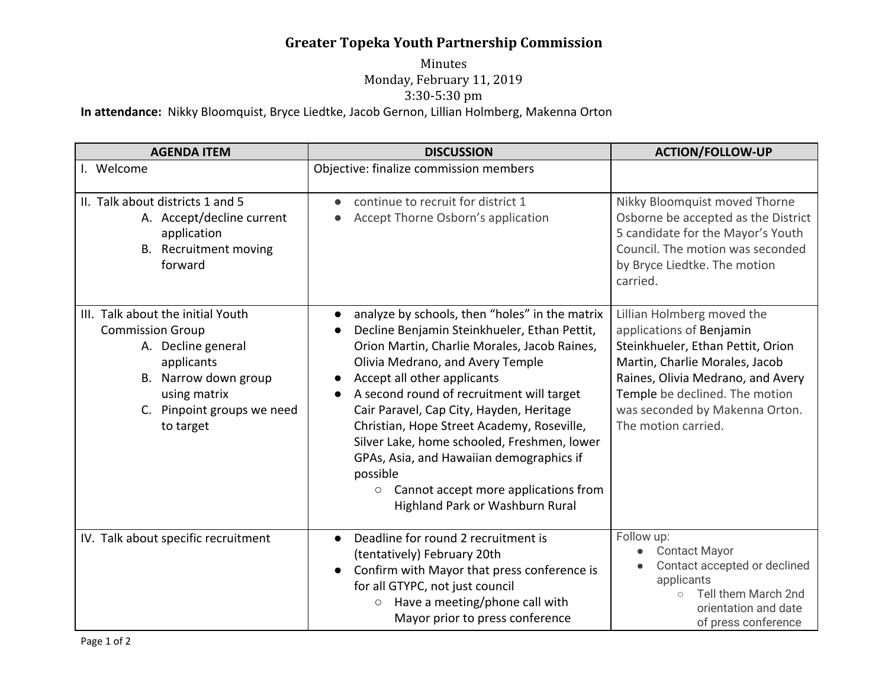# Greater Topeka Youth Partnership Commission

Minutes
Monday, February 11, 2019
3:30-5:30 pm

**In attendance:** Nikky Bloomquist, Bryce Liedtke, Jacob Gernon, Lillian Holmberg, Makenna Orton

| AGENDA ITEM | DISCUSSION | ACTION/FOLLOW-UP |
|---|---|---|
| I. Welcome | Objective: finalize commission members | |
| II. Talk about districts 1 and 5<br>A. Accept/decline current application<br>B. Recruitment moving forward | • continue to recruit for district 1<br>• Accept Thorne Osborn's application | Nikky Bloomquist moved Thorne Osborne be accepted as the District 5 candidate for the Mayor's Youth Council. The motion was seconded by Bryce Liedtke. The motion carried. |
| III. Talk about the initial Youth Commission Group<br>A. Decline general applicants<br>B. Narrow down group using matrix<br>C. Pinpoint groups we need to target | • analyze by schools, then "holes" in the matrix<br>• Decline Benjamin Steinkhueler, Ethan Pettit, Orion Martin, Charlie Morales, Jacob Raines, Olivia Medrano, and Avery Temple<br>• Accept all other applicants<br>• A second round of recruitment will target Cair Paravel, Cap City, Hayden, Heritage Christian, Hope Street Academy, Roseville, Silver Lake, home schooled, Freshmen, lower GPAs, Asia, and Hawaiian demographics if possible<br>  ○ Cannot accept more applications from Highland Park or Washburn Rural | Lillian Holmberg moved the applications of Benjamin Steinkhueler, Ethan Pettit, Orion Martin, Charlie Morales, Jacob Raines, Olivia Medrano, and Avery Temple be declined. The motion was seconded by Makenna Orton. The motion carried. |
| IV. Talk about specific recruitment | • Deadline for round 2 recruitment is (tentatively) February 20th<br>• Confirm with Mayor that press conference is for all GTYPC, not just council<br>  ○ Have a meeting/phone call with Mayor prior to press conference | Follow up:<br>• Contact Mayor<br>• Contact accepted or declined applicants<br>  ○ Tell them March 2nd orientation and date of press conference |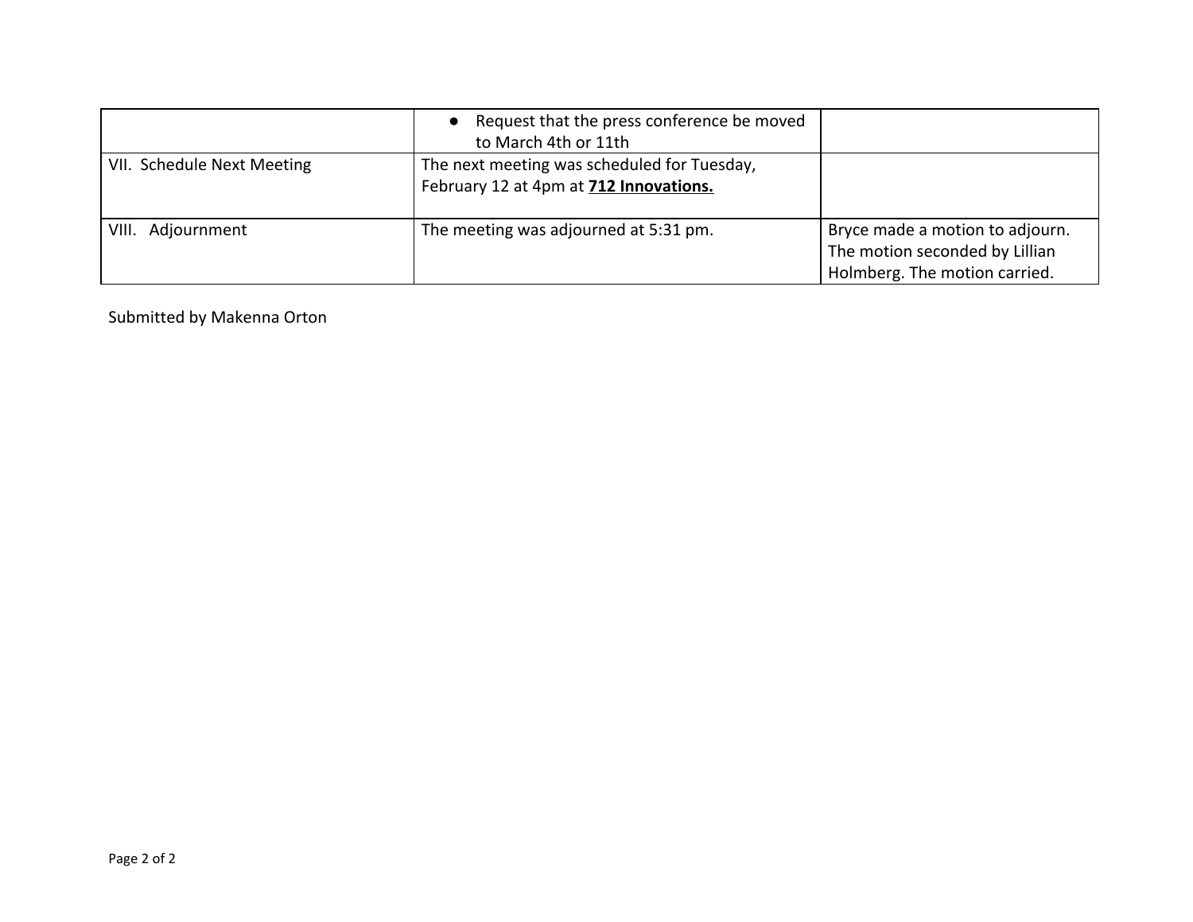| | | |
|---|---|---|
| | • Request that the press conference be moved to March 4th or 11th | |
| VII. Schedule Next Meeting | The next meeting was scheduled for Tuesday, February 12 at 4pm at **712 Innovations.** | |
| VIII. Adjournment | The meeting was adjourned at 5:31 pm. | Bryce made a motion to adjourn. The motion seconded by Lillian Holmberg. The motion carried. |

Submitted by Makenna Orton